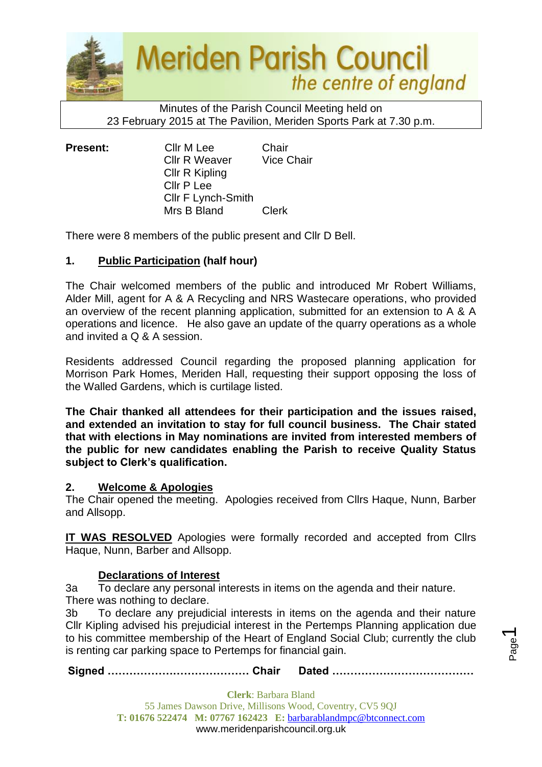# Meriden Parish Council
*the centre of england*

Minutes of the Parish Council Meeting held on
23 February 2015 at The Pavilion, Meriden Sports Park at 7.30 p.m.

| **Present:** | Cllr M Lee | Chair |
|---|---|---|
| | Cllr R Weaver | Vice Chair |
| | Cllr R Kipling | |
| | Cllr P Lee | |
| | Cllr F Lynch-Smith | |
| | Mrs B Bland | Clerk |

There were 8 members of the public present and Cllr D Bell.

## 1. Public Participation (half hour)

The Chair welcomed members of the public and introduced Mr Robert Williams, Alder Mill, agent for A & A Recycling and NRS Wastecare operations, who provided an overview of the recent planning application, submitted for an extension to A & A operations and licence. He also gave an update of the quarry operations as a whole and invited a Q & A session.

Residents addressed Council regarding the proposed planning application for Morrison Park Homes, Meriden Hall, requesting their support opposing the loss of the Walled Gardens, which is curtilage listed.

**The Chair thanked all attendees for their participation and the issues raised, and extended an invitation to stay for full council business. The Chair stated that with elections in May nominations are invited from interested members of the public for new candidates enabling the Parish to receive Quality Status subject to Clerk's qualification.**

## 2. Welcome & Apologies

The Chair opened the meeting. Apologies received from Cllrs Haque, Nunn, Barber and Allsopp.

**IT WAS RESOLVED** Apologies were formally recorded and accepted from Cllrs Haque, Nunn, Barber and Allsopp.

## Declarations of Interest

3a To declare any personal interests in items on the agenda and their nature.
There was nothing to declare.

3b To declare any prejudicial interests in items on the agenda and their nature
Cllr Kipling advised his prejudicial interest in the Pertemps Planning application due to his committee membership of the Heart of England Social Club; currently the club is renting car parking space to Pertemps for financial gain.

**Signed ………………………………… Chair Dated …………………………………**

**Clerk**: Barbara Bland
55 James Dawson Drive, Millisons Wood, Coventry, CV5 9QJ
**T: 01676 522474 M: 07767 162423 E:** barbarablandmpc@btconnect.com
www.meridenparishcouncil.org.uk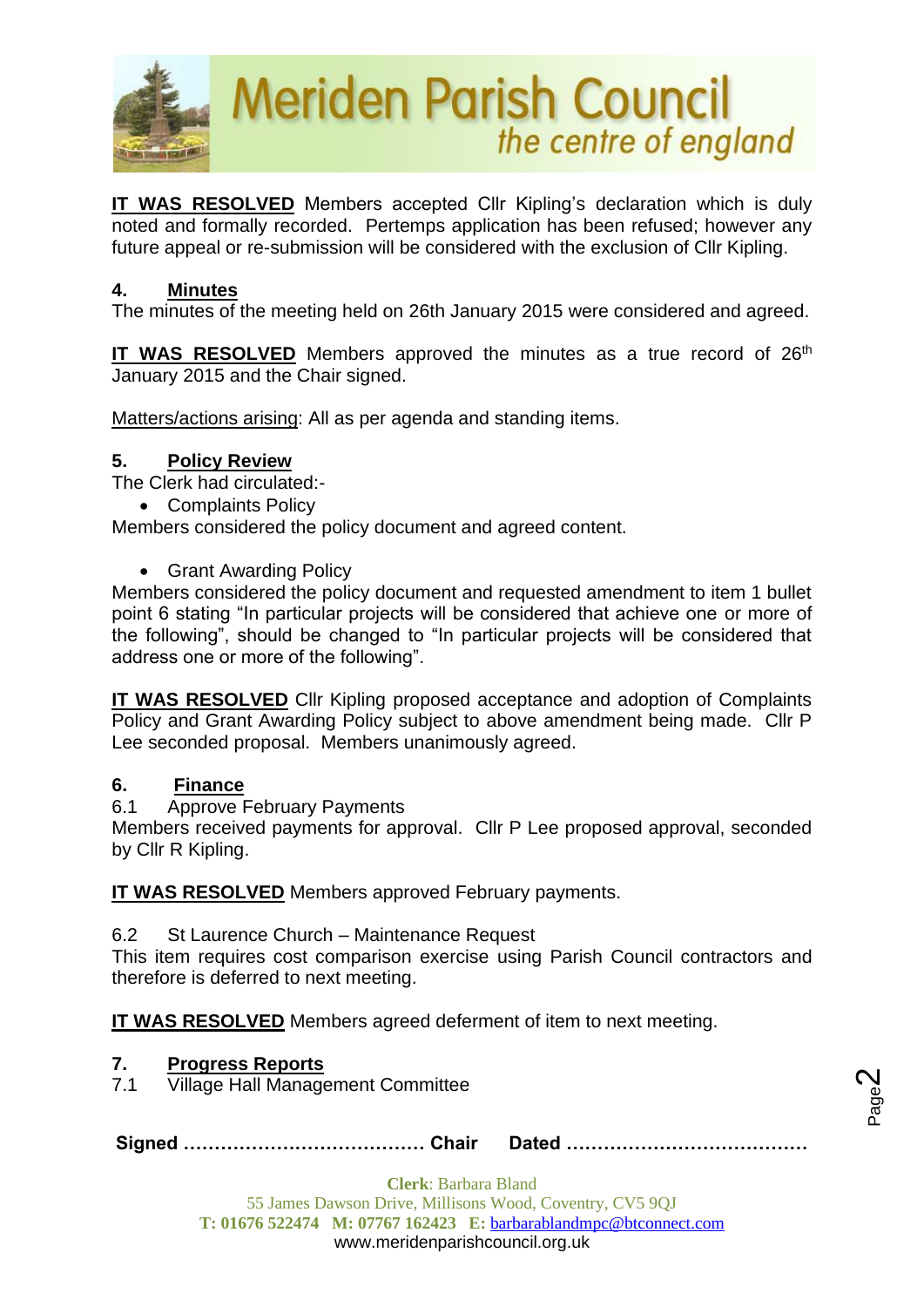**IT WAS RESOLVED** Members accepted Cllr Kipling's declaration which is duly noted and formally recorded. Pertemps application has been refused; however any future appeal or re-submission will be considered with the exclusion of Cllr Kipling.

**4. Minutes**

The minutes of the meeting held on 26th January 2015 were considered and agreed.

**IT WAS RESOLVED** Members approved the minutes as a true record of 26th January 2015 and the Chair signed.

Matters/actions arising: All as per agenda and standing items.

**5. Policy Review**

The Clerk had circulated:-

- Complaints Policy

Members considered the policy document and agreed content.

- Grant Awarding Policy

Members considered the policy document and requested amendment to item 1 bullet point 6 stating "In particular projects will be considered that achieve one or more of the following", should be changed to "In particular projects will be considered that address one or more of the following".

**IT WAS RESOLVED** Cllr Kipling proposed acceptance and adoption of Complaints Policy and Grant Awarding Policy subject to above amendment being made. Cllr P Lee seconded proposal. Members unanimously agreed.

**6. Finance**

6.1 Approve February Payments

Members received payments for approval. Cllr P Lee proposed approval, seconded by Cllr R Kipling.

**IT WAS RESOLVED** Members approved February payments.

6.2 St Laurence Church – Maintenance Request

This item requires cost comparison exercise using Parish Council contractors and therefore is deferred to next meeting.

**IT WAS RESOLVED** Members agreed deferment of item to next meeting.

**7. Progress Reports**

7.1 Village Hall Management Committee

**Signed ………………………………… Chair Dated …………………………………**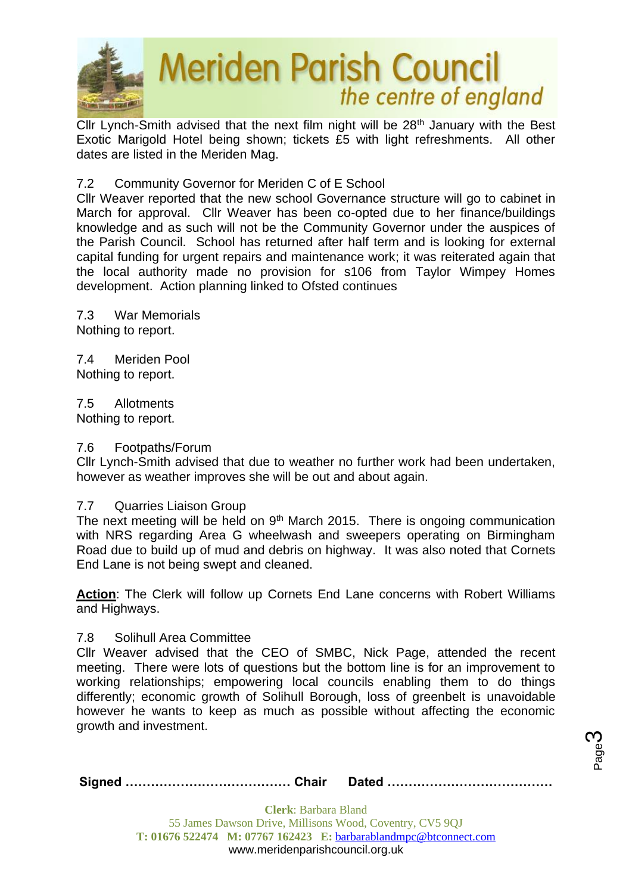Cllr Lynch-Smith advised that the next film night will be 28th January with the Best Exotic Marigold Hotel being shown; tickets £5 with light refreshments. All other dates are listed in the Meriden Mag.

7.2 Community Governor for Meriden C of E School

Cllr Weaver reported that the new school Governance structure will go to cabinet in March for approval. Cllr Weaver has been co-opted due to her finance/buildings knowledge and as such will not be the Community Governor under the auspices of the Parish Council. School has returned after half term and is looking for external capital funding for urgent repairs and maintenance work; it was reiterated again that the local authority made no provision for s106 from Taylor Wimpey Homes development. Action planning linked to Ofsted continues

7.3 War Memorials

Nothing to report.

7.4 Meriden Pool

Nothing to report.

7.5 Allotments

Nothing to report.

7.6 Footpaths/Forum

Cllr Lynch-Smith advised that due to weather no further work had been undertaken, however as weather improves she will be out and about again.

7.7 Quarries Liaison Group

The next meeting will be held on 9th March 2015. There is ongoing communication with NRS regarding Area G wheelwash and sweepers operating on Birmingham Road due to build up of mud and debris on highway. It was also noted that Cornets End Lane is not being swept and cleaned.

**Action**: The Clerk will follow up Cornets End Lane concerns with Robert Williams and Highways.

7.8 Solihull Area Committee

Cllr Weaver advised that the CEO of SMBC, Nick Page, attended the recent meeting. There were lots of questions but the bottom line is for an improvement to working relationships; empowering local councils enabling them to do things differently; economic growth of Solihull Borough, loss of greenbelt is unavoidable however he wants to keep as much as possible without affecting the economic growth and investment.

**Signed ………………………………… Chair Dated …………………………………**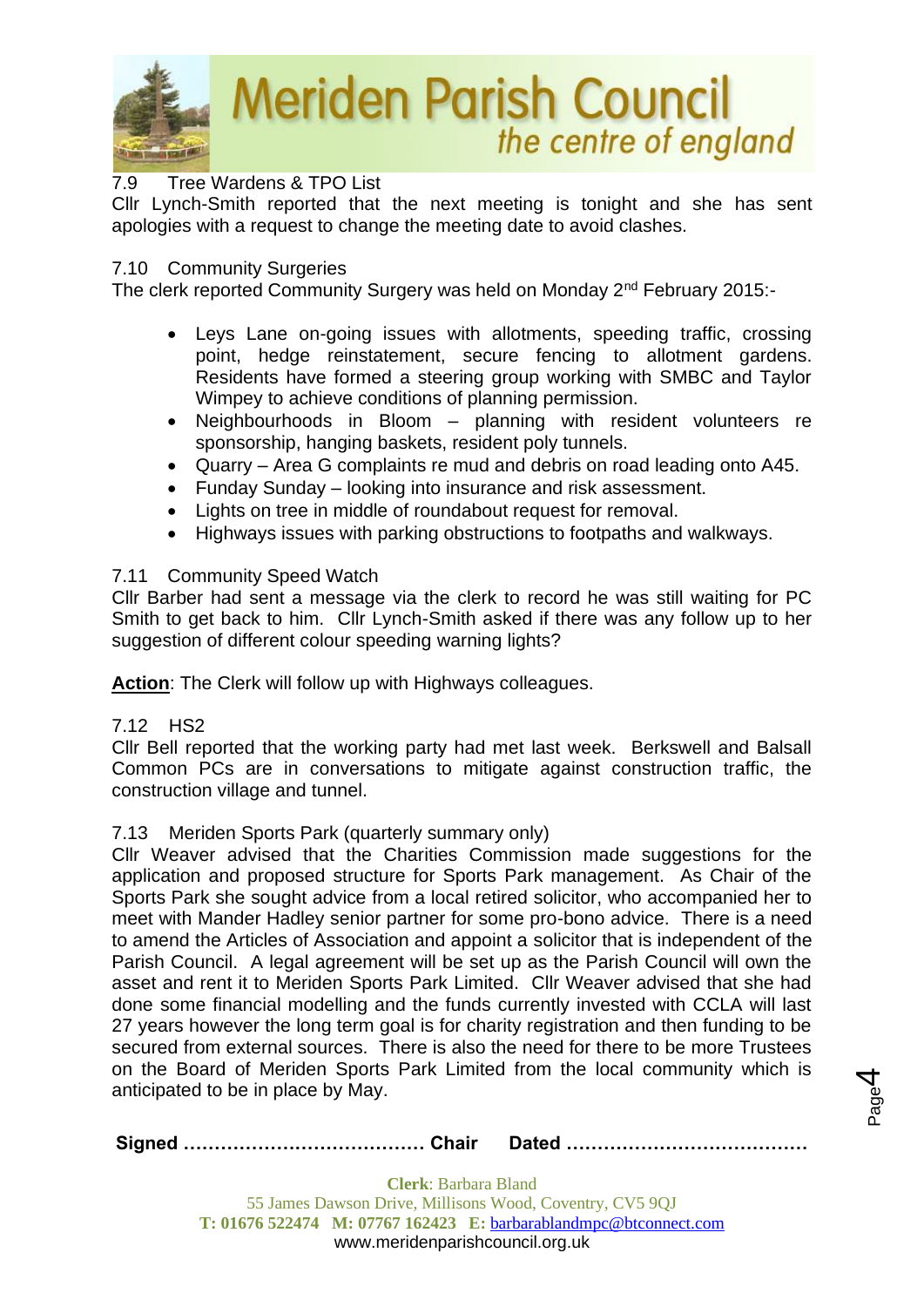7.9 Tree Wardens & TPO List

Cllr Lynch-Smith reported that the next meeting is tonight and she has sent apologies with a request to change the meeting date to avoid clashes.

7.10 Community Surgeries

The clerk reported Community Surgery was held on Monday 2nd February 2015:-

- Leys Lane on-going issues with allotments, speeding traffic, crossing point, hedge reinstatement, secure fencing to allotment gardens. Residents have formed a steering group working with SMBC and Taylor Wimpey to achieve conditions of planning permission.
- Neighbourhoods in Bloom – planning with resident volunteers re sponsorship, hanging baskets, resident poly tunnels.
- Quarry – Area G complaints re mud and debris on road leading onto A45.
- Funday Sunday – looking into insurance and risk assessment.
- Lights on tree in middle of roundabout request for removal.
- Highways issues with parking obstructions to footpaths and walkways.

7.11 Community Speed Watch

Cllr Barber had sent a message via the clerk to record he was still waiting for PC Smith to get back to him. Cllr Lynch-Smith asked if there was any follow up to her suggestion of different colour speeding warning lights?

**Action**: The Clerk will follow up with Highways colleagues.

7.12 HS2

Cllr Bell reported that the working party had met last week. Berkswell and Balsall Common PCs are in conversations to mitigate against construction traffic, the construction village and tunnel.

7.13 Meriden Sports Park (quarterly summary only)

Cllr Weaver advised that the Charities Commission made suggestions for the application and proposed structure for Sports Park management. As Chair of the Sports Park she sought advice from a local retired solicitor, who accompanied her to meet with Mander Hadley senior partner for some pro-bono advice. There is a need to amend the Articles of Association and appoint a solicitor that is independent of the Parish Council. A legal agreement will be set up as the Parish Council will own the asset and rent it to Meriden Sports Park Limited. Cllr Weaver advised that she had done some financial modelling and the funds currently invested with CCLA will last 27 years however the long term goal is for charity registration and then funding to be secured from external sources. There is also the need for there to be more Trustees on the Board of Meriden Sports Park Limited from the local community which is anticipated to be in place by May.

**Signed ………………………………… Chair Dated …………………………………**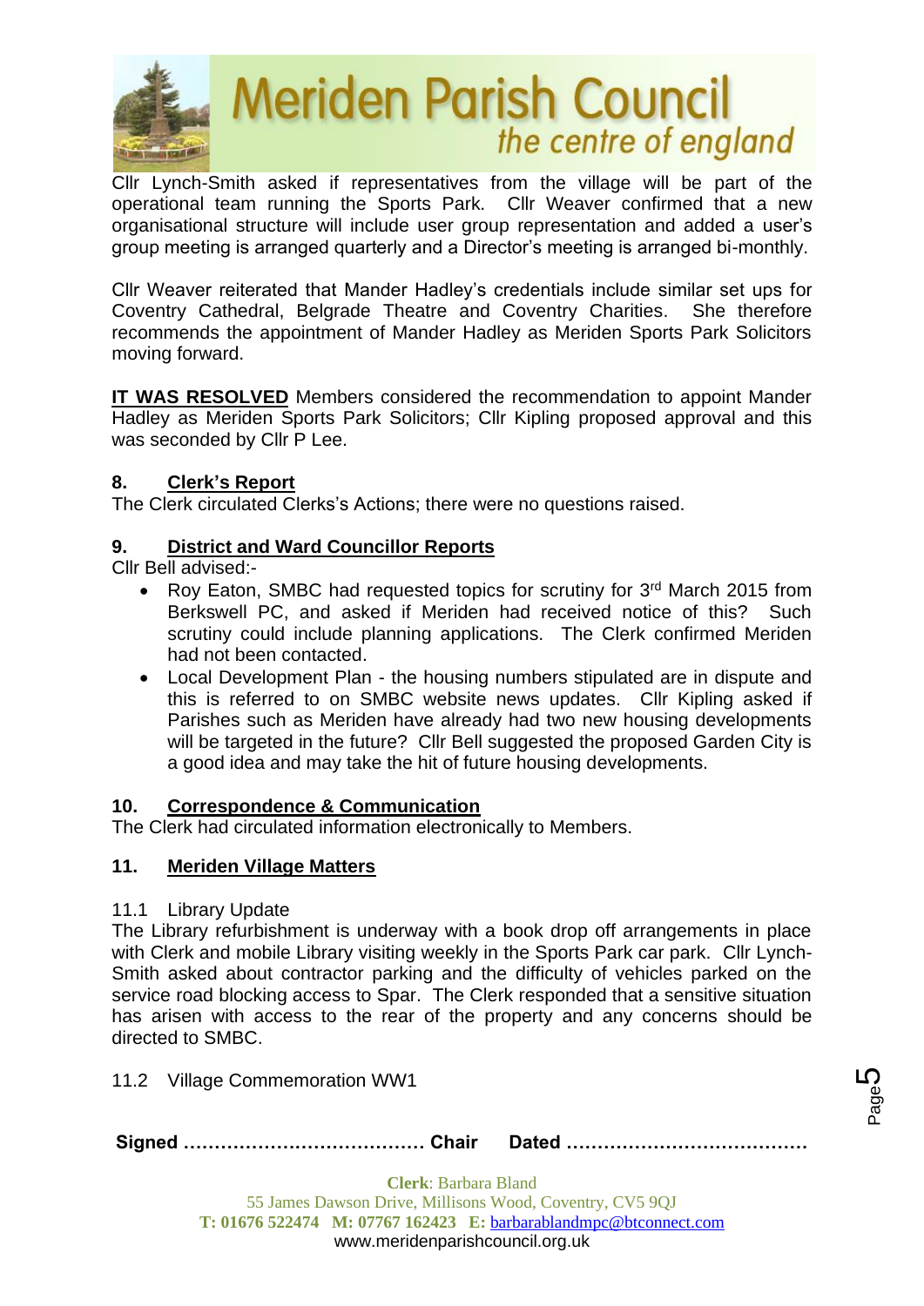Cllr Lynch-Smith asked if representatives from the village will be part of the operational team running the Sports Park. Cllr Weaver confirmed that a new organisational structure will include user group representation and added a user's group meeting is arranged quarterly and a Director's meeting is arranged bi-monthly.

Cllr Weaver reiterated that Mander Hadley's credentials include similar set ups for Coventry Cathedral, Belgrade Theatre and Coventry Charities. She therefore recommends the appointment of Mander Hadley as Meriden Sports Park Solicitors moving forward.

**IT WAS RESOLVED** Members considered the recommendation to appoint Mander Hadley as Meriden Sports Park Solicitors; Cllr Kipling proposed approval and this was seconded by Cllr P Lee.

## 8. Clerk's Report

The Clerk circulated Clerks's Actions; there were no questions raised.

## 9. District and Ward Councillor Reports

Cllr Bell advised:-

- Roy Eaton, SMBC had requested topics for scrutiny for 3rd March 2015 from Berkswell PC, and asked if Meriden had received notice of this? Such scrutiny could include planning applications. The Clerk confirmed Meriden had not been contacted.
- Local Development Plan - the housing numbers stipulated are in dispute and this is referred to on SMBC website news updates. Cllr Kipling asked if Parishes such as Meriden have already had two new housing developments will be targeted in the future? Cllr Bell suggested the proposed Garden City is a good idea and may take the hit of future housing developments.

## 10. Correspondence & Communication

The Clerk had circulated information electronically to Members.

## 11. Meriden Village Matters

11.1 Library Update

The Library refurbishment is underway with a book drop off arrangements in place with Clerk and mobile Library visiting weekly in the Sports Park car park. Cllr Lynch-Smith asked about contractor parking and the difficulty of vehicles parked on the service road blocking access to Spar. The Clerk responded that a sensitive situation has arisen with access to the rear of the property and any concerns should be directed to SMBC.

11.2 Village Commemoration WW1

**Signed ………………………………… Chair Dated …………………………………**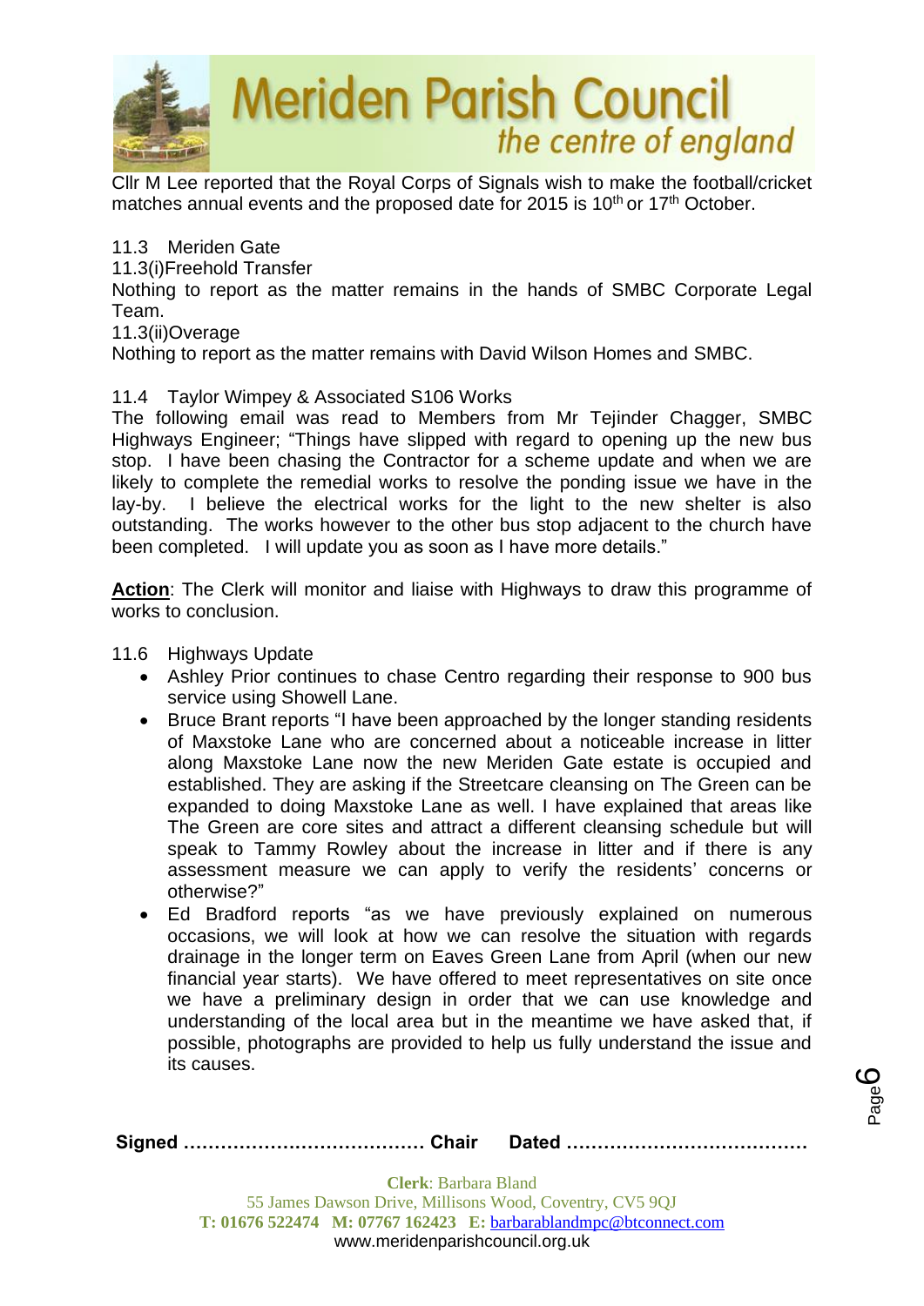Cllr M Lee reported that the Royal Corps of Signals wish to make the football/cricket matches annual events and the proposed date for 2015 is 10th or 17th October.

11.3 Meriden Gate

11.3(i)Freehold Transfer

Nothing to report as the matter remains in the hands of SMBC Corporate Legal Team.

11.3(ii)Overage

Nothing to report as the matter remains with David Wilson Homes and SMBC.

11.4 Taylor Wimpey & Associated S106 Works

The following email was read to Members from Mr Tejinder Chagger, SMBC Highways Engineer; "Things have slipped with regard to opening up the new bus stop. I have been chasing the Contractor for a scheme update and when we are likely to complete the remedial works to resolve the ponding issue we have in the lay-by. I believe the electrical works for the light to the new shelter is also outstanding. The works however to the other bus stop adjacent to the church have been completed. I will update you as soon as I have more details."

**Action**: The Clerk will monitor and liaise with Highways to draw this programme of works to conclusion.

11.6 Highways Update

- Ashley Prior continues to chase Centro regarding their response to 900 bus service using Showell Lane.
- Bruce Brant reports "I have been approached by the longer standing residents of Maxstoke Lane who are concerned about a noticeable increase in litter along Maxstoke Lane now the new Meriden Gate estate is occupied and established. They are asking if the Streetcare cleansing on The Green can be expanded to doing Maxstoke Lane as well. I have explained that areas like The Green are core sites and attract a different cleansing schedule but will speak to Tammy Rowley about the increase in litter and if there is any assessment measure we can apply to verify the residents' concerns or otherwise?"
- Ed Bradford reports "as we have previously explained on numerous occasions, we will look at how we can resolve the situation with regards drainage in the longer term on Eaves Green Lane from April (when our new financial year starts). We have offered to meet representatives on site once we have a preliminary design in order that we can use knowledge and understanding of the local area but in the meantime we have asked that, if possible, photographs are provided to help us fully understand the issue and its causes.

**Signed ………………………………… Chair Dated …………………………………**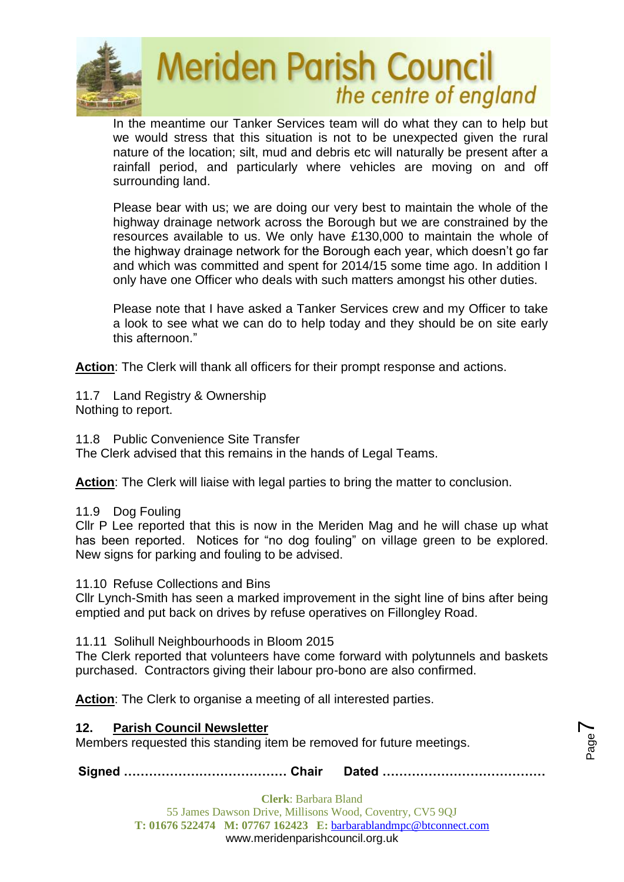In the meantime our Tanker Services team will do what they can to help but we would stress that this situation is not to be unexpected given the rural nature of the location; silt, mud and debris etc will naturally be present after a rainfall period, and particularly where vehicles are moving on and off surrounding land.

Please bear with us; we are doing our very best to maintain the whole of the highway drainage network across the Borough but we are constrained by the resources available to us. We only have £130,000 to maintain the whole of the highway drainage network for the Borough each year, which doesn't go far and which was committed and spent for 2014/15 some time ago. In addition I only have one Officer who deals with such matters amongst his other duties.

Please note that I have asked a Tanker Services crew and my Officer to take a look to see what we can do to help today and they should be on site early this afternoon."

**Action**: The Clerk will thank all officers for their prompt response and actions.

11.7 Land Registry & Ownership
Nothing to report.

11.8 Public Convenience Site Transfer
The Clerk advised that this remains in the hands of Legal Teams.

**Action**: The Clerk will liaise with legal parties to bring the matter to conclusion.

11.9 Dog Fouling
Cllr P Lee reported that this is now in the Meriden Mag and he will chase up what has been reported. Notices for "no dog fouling" on village green to be explored. New signs for parking and fouling to be advised.

11.10 Refuse Collections and Bins
Cllr Lynch-Smith has seen a marked improvement in the sight line of bins after being emptied and put back on drives by refuse operatives on Fillongley Road.

11.11 Solihull Neighbourhoods in Bloom 2015
The Clerk reported that volunteers have come forward with polytunnels and baskets purchased. Contractors giving their labour pro-bono are also confirmed.

**Action**: The Clerk to organise a meeting of all interested parties.

## 12. Parish Council Newsletter

Members requested this standing item be removed for future meetings.

**Signed ………………………………… Chair Dated …………………………………**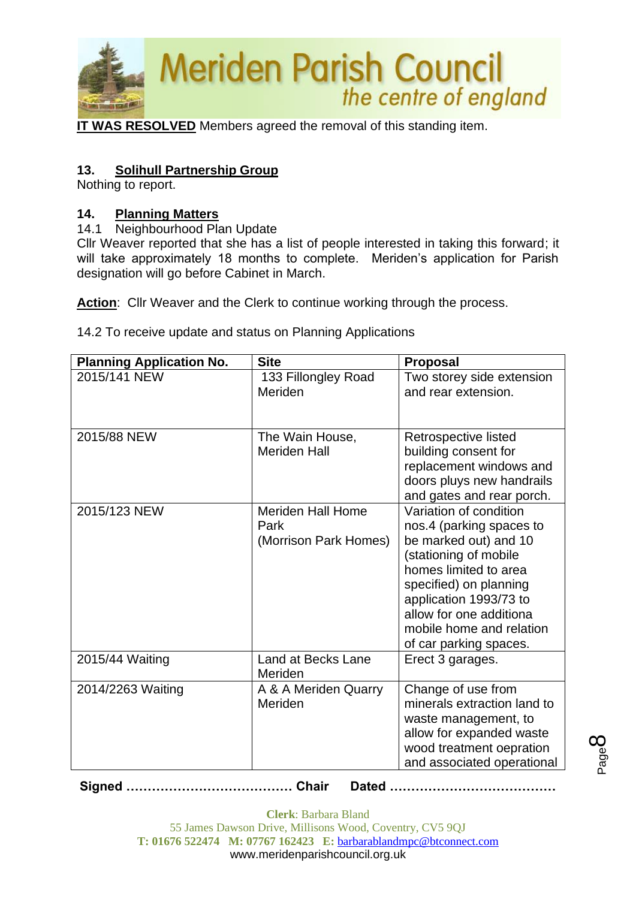**IT WAS RESOLVED** Members agreed the removal of this standing item.

## 13. Solihull Partnership Group

Nothing to report.

## 14. Planning Matters

14.1 Neighbourhood Plan Update

Cllr Weaver reported that she has a list of people interested in taking this forward; it will take approximately 18 months to complete. Meriden's application for Parish designation will go before Cabinet in March.

**Action**: Cllr Weaver and the Clerk to continue working through the process.

14.2 To receive update and status on Planning Applications

| Planning Application No. | Site | Proposal |
|---|---|---|
| 2015/141 NEW | 133 Fillongley Road Meriden | Two storey side extension and rear extension. |
| 2015/88 NEW | The Wain House, Meriden Hall | Retrospective listed building consent for replacement windows and doors pluys new handrails and gates and rear porch. |
| 2015/123 NEW | Meriden Hall Home Park (Morrison Park Homes) | Variation of condition nos.4 (parking spaces to be marked out) and 10 (stationing of mobile homes limited to area specified) on planning application 1993/73 to allow for one additiona mobile home and relation of car parking spaces. |
| 2015/44 Waiting | Land at Becks Lane Meriden | Erect 3 garages. |
| 2014/2263 Waiting | A & A Meriden Quarry Meriden | Change of use from minerals extraction land to waste management, to allow for expanded waste wood treatment oepration and associated operational |

**Signed ………………………………… Chair Dated …………………………………**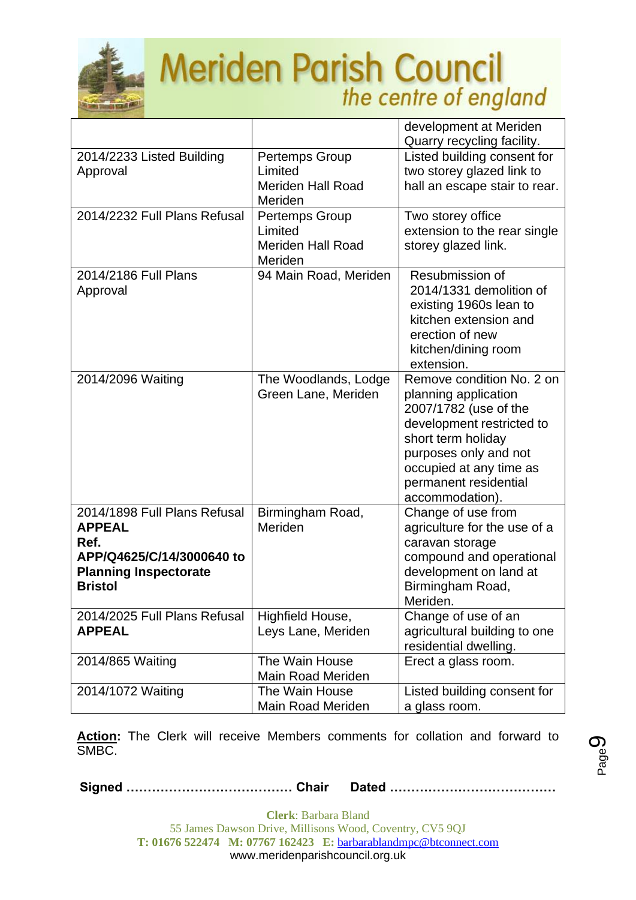| | | |
|---|---|---|
| | | development at Meriden Quarry recycling facility. |
| 2014/2233 Listed Building Approval | Pertemps Group Limited Meriden Hall Road Meriden | Listed building consent for two storey glazed link to hall an escape stair to rear. |
| 2014/2232 Full Plans Refusal | Pertemps Group Limited Meriden Hall Road Meriden | Two storey office extension to the rear single storey glazed link. |
| 2014/2186 Full Plans Approval | 94 Main Road, Meriden | Resubmission of 2014/1331 demolition of existing 1960s lean to kitchen extension and erection of new kitchen/dining room extension. |
| 2014/2096 Waiting | The Woodlands, Lodge Green Lane, Meriden | Remove condition No. 2 on planning application 2007/1782 (use of the development restricted to short term holiday purposes only and not occupied at any time as permanent residential accommodation). |
| 2014/1898 Full Plans Refusal **APPEAL Ref. APP/Q4625/C/14/3000640 to Planning Inspectorate Bristol** | Birmingham Road, Meriden | Change of use from agriculture for the use of a caravan storage compound and operational development on land at Birmingham Road, Meriden. |
| 2014/2025 Full Plans Refusal **APPEAL** | Highfield House, Leys Lane, Meriden | Change of use of an agricultural building to one residential dwelling. |
| 2014/865 Waiting | The Wain House Main Road Meriden | Erect a glass room. |
| 2014/1072 Waiting | The Wain House Main Road Meriden | Listed building consent for a glass room. |

**Action:** The Clerk will receive Members comments for collation and forward to SMBC.

**Signed ………………………………… Chair Dated …………………………………**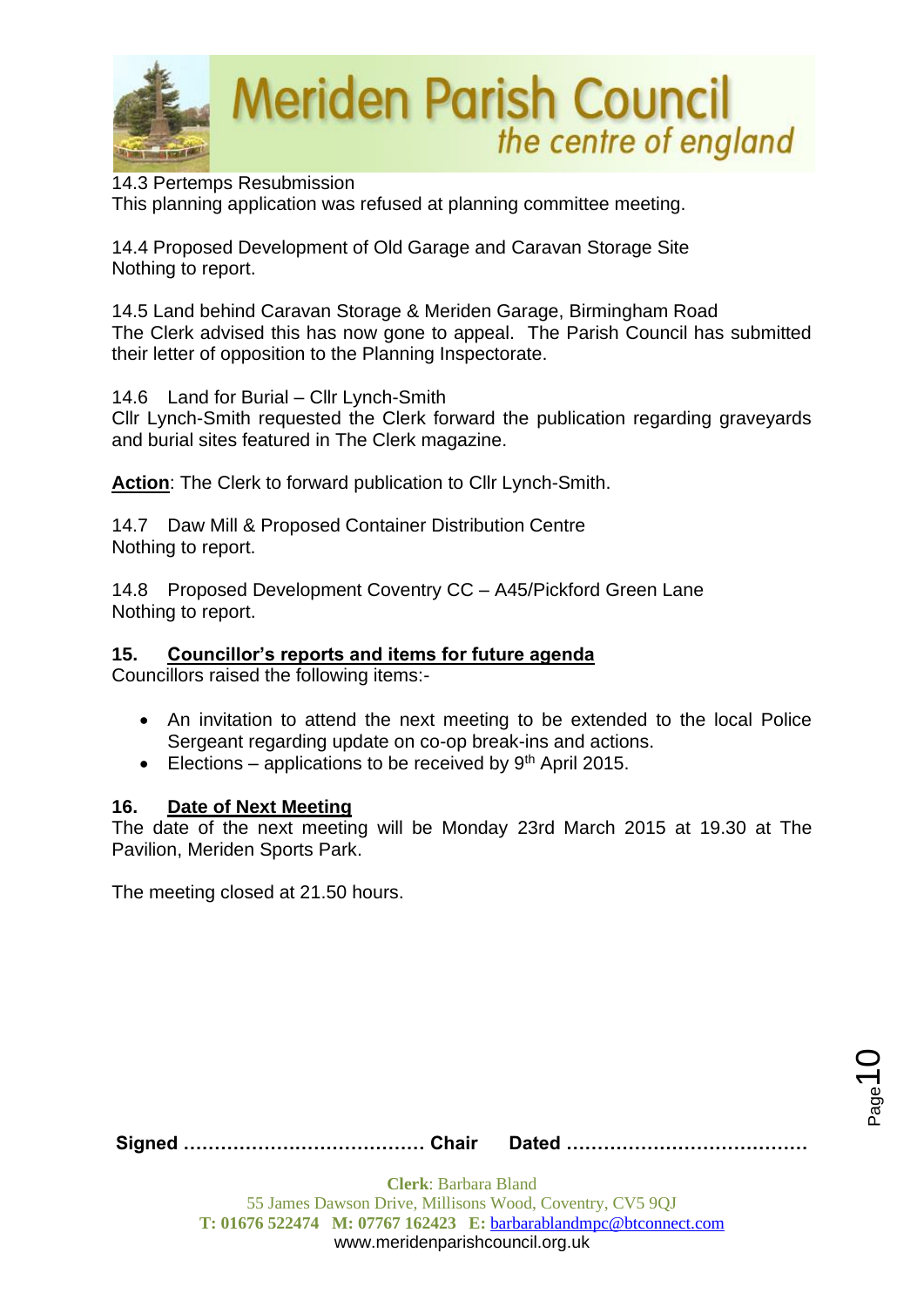14.3 Pertemps Resubmission
This planning application was refused at planning committee meeting.

14.4 Proposed Development of Old Garage and Caravan Storage Site
Nothing to report.

14.5 Land behind Caravan Storage & Meriden Garage, Birmingham Road
The Clerk advised this has now gone to appeal. The Parish Council has submitted their letter of opposition to the Planning Inspectorate.

14.6 Land for Burial – Cllr Lynch-Smith
Cllr Lynch-Smith requested the Clerk forward the publication regarding graveyards and burial sites featured in The Clerk magazine.

**Action**: The Clerk to forward publication to Cllr Lynch-Smith.

14.7 Daw Mill & Proposed Container Distribution Centre
Nothing to report.

14.8 Proposed Development Coventry CC – A45/Pickford Green Lane
Nothing to report.

## 15. Councillor's reports and items for future agenda

Councillors raised the following items:-

- An invitation to attend the next meeting to be extended to the local Police Sergeant regarding update on co-op break-ins and actions.
- Elections – applications to be received by 9th April 2015.

## 16. Date of Next Meeting

The date of the next meeting will be Monday 23rd March 2015 at 19.30 at The Pavilion, Meriden Sports Park.

The meeting closed at 21.50 hours.

**Signed ………………………………… Chair Dated …………………………………**

**Clerk**: Barbara Bland
55 James Dawson Drive, Millisons Wood, Coventry, CV5 9QJ
**T: 01676 522474 M: 07767 162423 E:** barbarablandmpc@btconnect.com
www.meridenparishcouncil.org.uk